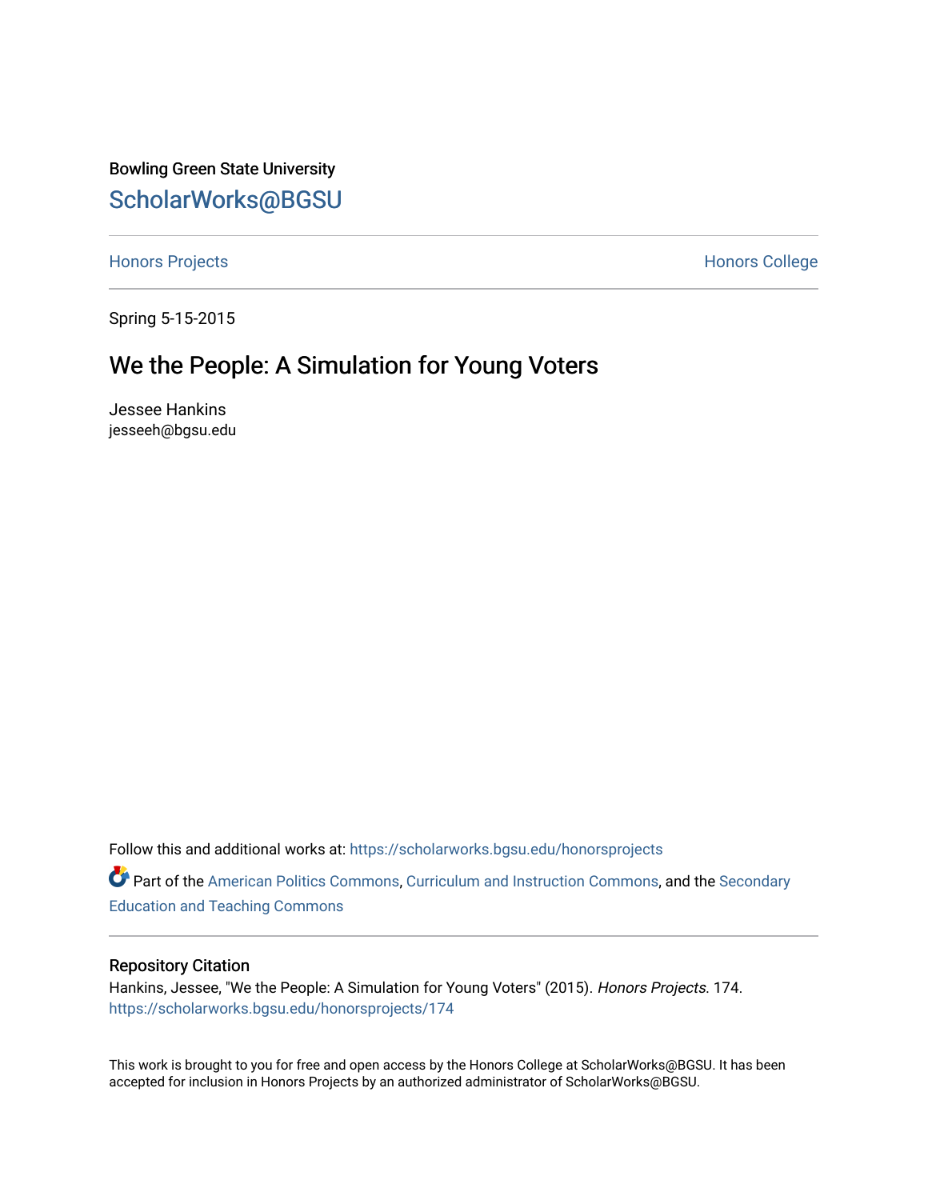Bowling Green State University

# ScholarWorks@BGSU

Honors Projects

Honors College

Spring 5-15-2015

## We the People: A Simulation for Young Voters

Jessee Hankins
jesseeh@bgsu.edu

Follow this and additional works at: https://scholarworks.bgsu.edu/honorsprojects

Part of the American Politics Commons, Curriculum and Instruction Commons, and the Secondary Education and Teaching Commons

### Repository Citation

Hankins, Jessee, "We the People: A Simulation for Young Voters" (2015). *Honors Projects*. 174.
https://scholarworks.bgsu.edu/honorsprojects/174

This work is brought to you for free and open access by the Honors College at ScholarWorks@BGSU. It has been accepted for inclusion in Honors Projects by an authorized administrator of ScholarWorks@BGSU.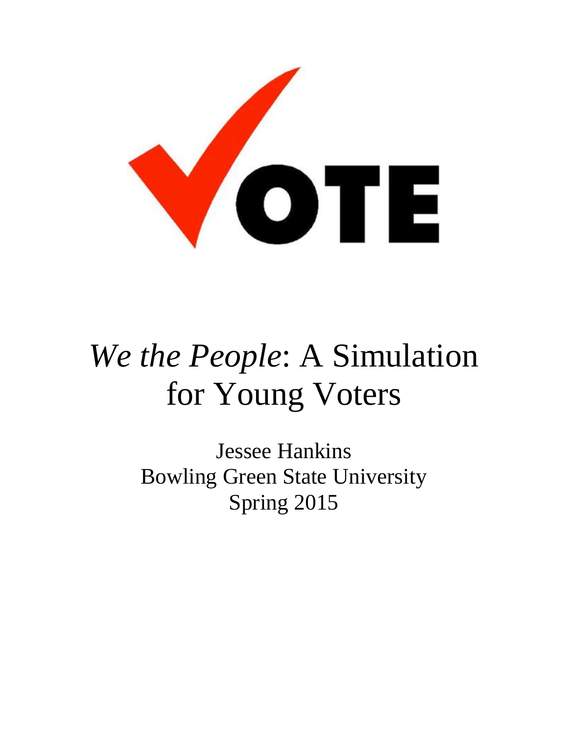VOTE

# *We the People*: A Simulation for Young Voters

Jessee Hankins
Bowling Green State University
Spring 2015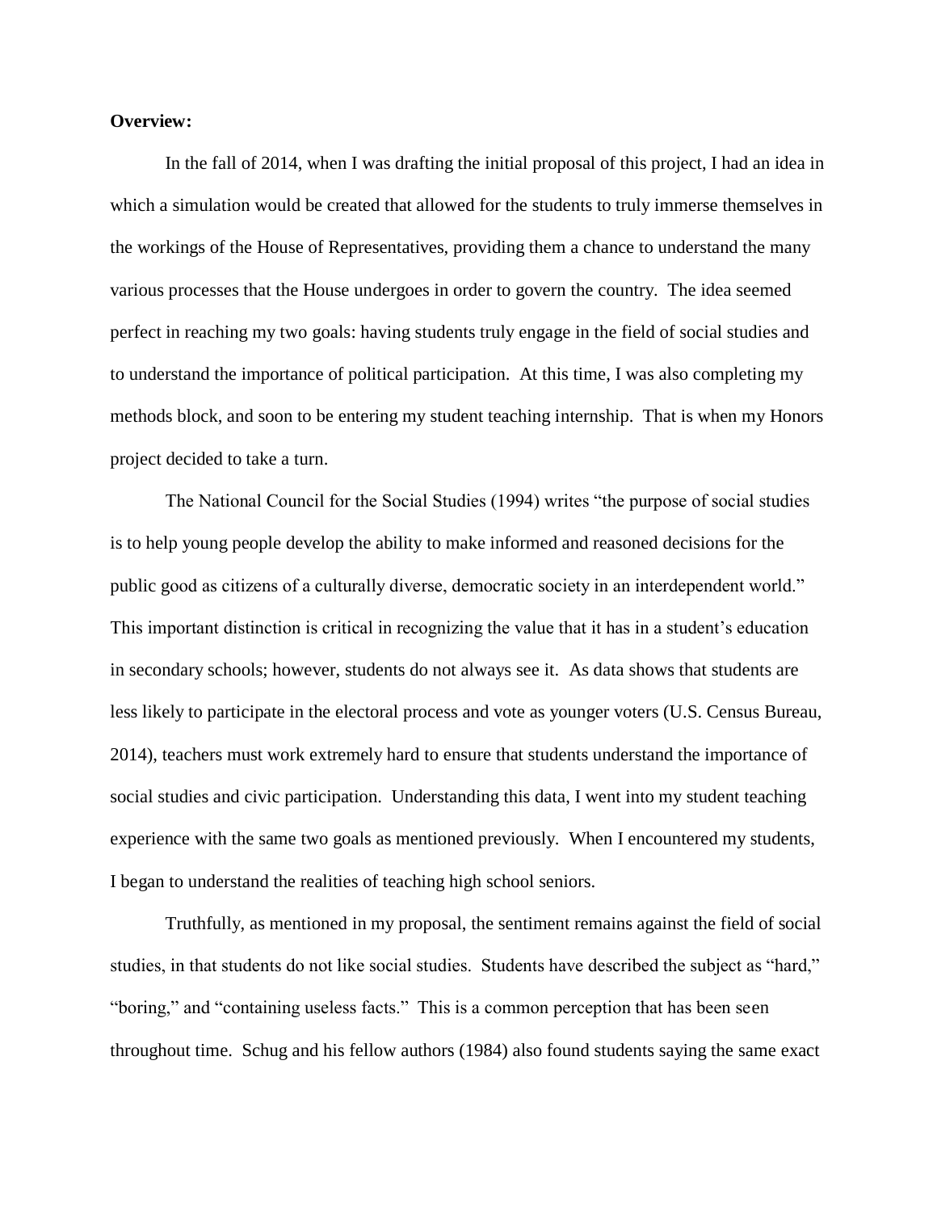**Overview:**

In the fall of 2014, when I was drafting the initial proposal of this project, I had an idea in which a simulation would be created that allowed for the students to truly immerse themselves in the workings of the House of Representatives, providing them a chance to understand the many various processes that the House undergoes in order to govern the country. The idea seemed perfect in reaching my two goals: having students truly engage in the field of social studies and to understand the importance of political participation. At this time, I was also completing my methods block, and soon to be entering my student teaching internship. That is when my Honors project decided to take a turn.

The National Council for the Social Studies (1994) writes "the purpose of social studies is to help young people develop the ability to make informed and reasoned decisions for the public good as citizens of a culturally diverse, democratic society in an interdependent world." This important distinction is critical in recognizing the value that it has in a student's education in secondary schools; however, students do not always see it. As data shows that students are less likely to participate in the electoral process and vote as younger voters (U.S. Census Bureau, 2014), teachers must work extremely hard to ensure that students understand the importance of social studies and civic participation. Understanding this data, I went into my student teaching experience with the same two goals as mentioned previously. When I encountered my students, I began to understand the realities of teaching high school seniors.

Truthfully, as mentioned in my proposal, the sentiment remains against the field of social studies, in that students do not like social studies. Students have described the subject as "hard," "boring," and "containing useless facts." This is a common perception that has been seen throughout time. Schug and his fellow authors (1984) also found students saying the same exact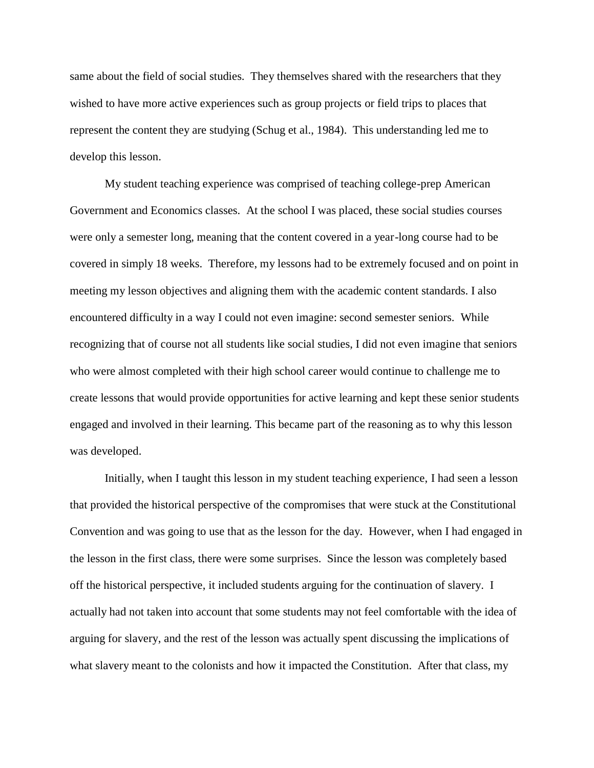same about the field of social studies. They themselves shared with the researchers that they wished to have more active experiences such as group projects or field trips to places that represent the content they are studying (Schug et al., 1984). This understanding led me to develop this lesson.

My student teaching experience was comprised of teaching college-prep American Government and Economics classes. At the school I was placed, these social studies courses were only a semester long, meaning that the content covered in a year-long course had to be covered in simply 18 weeks. Therefore, my lessons had to be extremely focused and on point in meeting my lesson objectives and aligning them with the academic content standards. I also encountered difficulty in a way I could not even imagine: second semester seniors. While recognizing that of course not all students like social studies, I did not even imagine that seniors who were almost completed with their high school career would continue to challenge me to create lessons that would provide opportunities for active learning and kept these senior students engaged and involved in their learning. This became part of the reasoning as to why this lesson was developed.

Initially, when I taught this lesson in my student teaching experience, I had seen a lesson that provided the historical perspective of the compromises that were stuck at the Constitutional Convention and was going to use that as the lesson for the day. However, when I had engaged in the lesson in the first class, there were some surprises. Since the lesson was completely based off the historical perspective, it included students arguing for the continuation of slavery. I actually had not taken into account that some students may not feel comfortable with the idea of arguing for slavery, and the rest of the lesson was actually spent discussing the implications of what slavery meant to the colonists and how it impacted the Constitution. After that class, my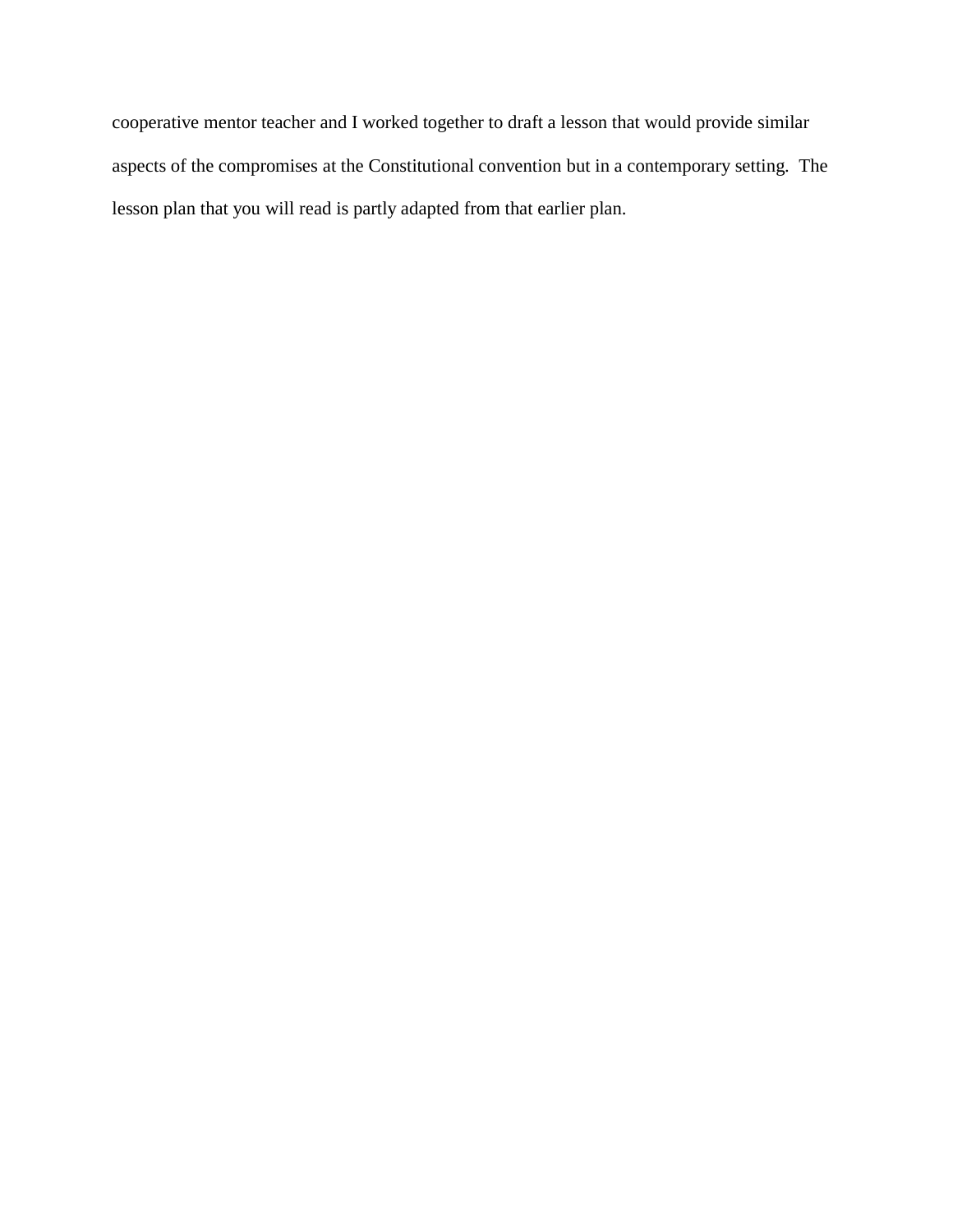cooperative mentor teacher and I worked together to draft a lesson that would provide similar aspects of the compromises at the Constitutional convention but in a contemporary setting. The lesson plan that you will read is partly adapted from that earlier plan.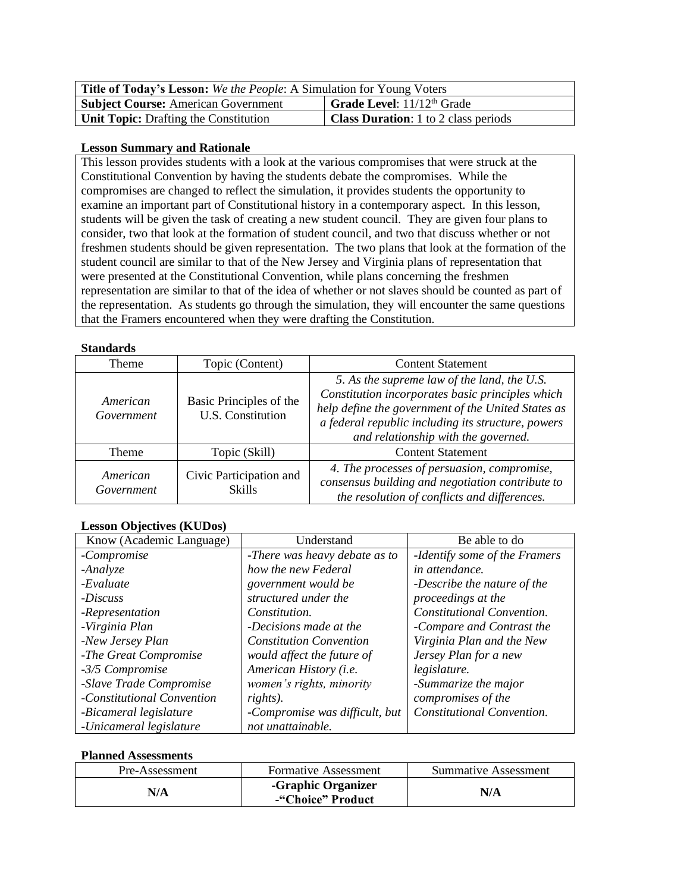| | |
|---|---|
| **Title of Today's Lesson:** *We the People*: A Simulation for Young Voters | |
| **Subject Course:** American Government | **Grade Level**: 11/12th Grade |
| **Unit Topic:** Drafting the Constitution | **Class Duration**: 1 to 2 class periods |

**Lesson Summary and Rationale**

This lesson provides students with a look at the various compromises that were struck at the Constitutional Convention by having the students debate the compromises. While the compromises are changed to reflect the simulation, it provides students the opportunity to examine an important part of Constitutional history in a contemporary aspect. In this lesson, students will be given the task of creating a new student council. They are given four plans to consider, two that look at the formation of student council, and two that discuss whether or not freshmen students should be given representation. The two plans that look at the formation of the student council are similar to that of the New Jersey and Virginia plans of representation that were presented at the Constitutional Convention, while plans concerning the freshmen representation are similar to that of the idea of whether or not slaves should be counted as part of the representation. As students go through the simulation, they will encounter the same questions that the Framers encountered when they were drafting the Constitution.

**Standards**

| Theme | Topic (Content) | Content Statement |
|---|---|---|
| *American Government* | Basic Principles of the U.S. Constitution | *5. As the supreme law of the land, the U.S. Constitution incorporates basic principles which help define the government of the United States as a federal republic including its structure, powers and relationship with the governed.* |
| Theme | Topic (Skill) | Content Statement |
| *American Government* | Civic Participation and Skills | *4. The processes of persuasion, compromise, consensus building and negotiation contribute to the resolution of conflicts and differences.* |

**Lesson Objectives (KUDos)**

| Know (Academic Language) | Understand | Be able to do |
|---|---|---|
| *-Compromise*<br>*-Analyze*<br>*-Evaluate*<br>*-Discuss*<br>*-Representation*<br>*-Virginia Plan*<br>*-New Jersey Plan*<br>*-The Great Compromise*<br>*-3/5 Compromise*<br>*-Slave Trade Compromise*<br>*-Constitutional Convention*<br>*-Bicameral legislature*<br>*-Unicameral legislature* | *-There was heavy debate as to how the new Federal government would be structured under the Constitution.*<br>*-Decisions made at the Constitution Convention would affect the future of American History (i.e. women's rights, minority rights).*<br>*-Compromise was difficult, but not unattainable.* | *-Identify some of the Framers in attendance.*<br>*-Describe the nature of the proceedings at the Constitutional Convention.*<br>*-Compare and Contrast the Virginia Plan and the New Jersey Plan for a new legislature.*<br>*-Summarize the major compromises of the Constitutional Convention.* |

**Planned Assessments**

| Pre-Assessment | Formative Assessment | Summative Assessment |
|---|---|---|
| **N/A** | **-Graphic Organizer**<br>**-"Choice" Product** | **N/A** |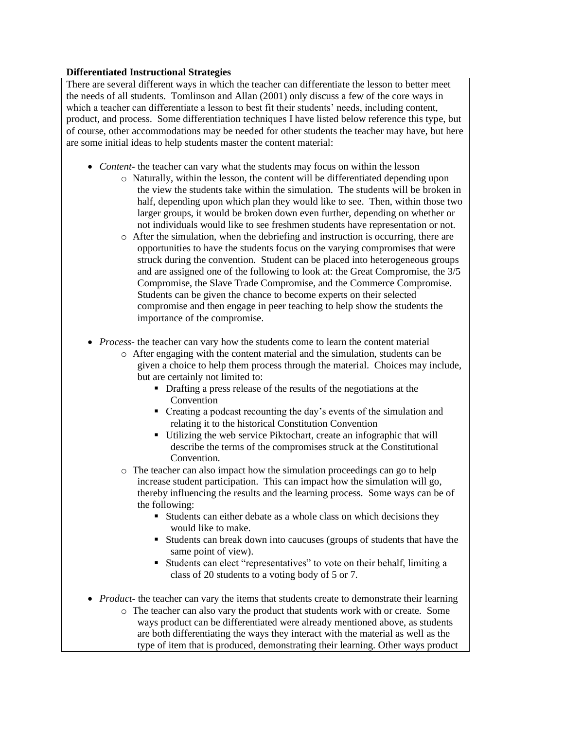**Differentiated Instructional Strategies**

There are several different ways in which the teacher can differentiate the lesson to better meet the needs of all students. Tomlinson and Allan (2001) only discuss a few of the core ways in which a teacher can differentiate a lesson to best fit their students' needs, including content, product, and process. Some differentiation techniques I have listed below reference this type, but of course, other accommodations may be needed for other students the teacher may have, but here are some initial ideas to help students master the content material:

- *Content*- the teacher can vary what the students may focus on within the lesson
  - Naturally, within the lesson, the content will be differentiated depending upon the view the students take within the simulation. The students will be broken in half, depending upon which plan they would like to see. Then, within those two larger groups, it would be broken down even further, depending on whether or not individuals would like to see freshmen students have representation or not.
  - After the simulation, when the debriefing and instruction is occurring, there are opportunities to have the students focus on the varying compromises that were struck during the convention. Student can be placed into heterogeneous groups and are assigned one of the following to look at: the Great Compromise, the 3/5 Compromise, the Slave Trade Compromise, and the Commerce Compromise. Students can be given the chance to become experts on their selected compromise and then engage in peer teaching to help show the students the importance of the compromise.

- *Process*- the teacher can vary how the students come to learn the content material
  - After engaging with the content material and the simulation, students can be given a choice to help them process through the material. Choices may include, but are certainly not limited to:
    - Drafting a press release of the results of the negotiations at the Convention
    - Creating a podcast recounting the day's events of the simulation and relating it to the historical Constitution Convention
    - Utilizing the web service Piktochart, create an infographic that will describe the terms of the compromises struck at the Constitutional Convention.
  - The teacher can also impact how the simulation proceedings can go to help increase student participation. This can impact how the simulation will go, thereby influencing the results and the learning process. Some ways can be of the following:
    - Students can either debate as a whole class on which decisions they would like to make.
    - Students can break down into caucuses (groups of students that have the same point of view).
    - Students can elect "representatives" to vote on their behalf, limiting a class of 20 students to a voting body of 5 or 7.

- *Product*- the teacher can vary the items that students create to demonstrate their learning
  - The teacher can also vary the product that students work with or create. Some ways product can be differentiated were already mentioned above, as students are both differentiating the ways they interact with the material as well as the type of item that is produced, demonstrating their learning. Other ways product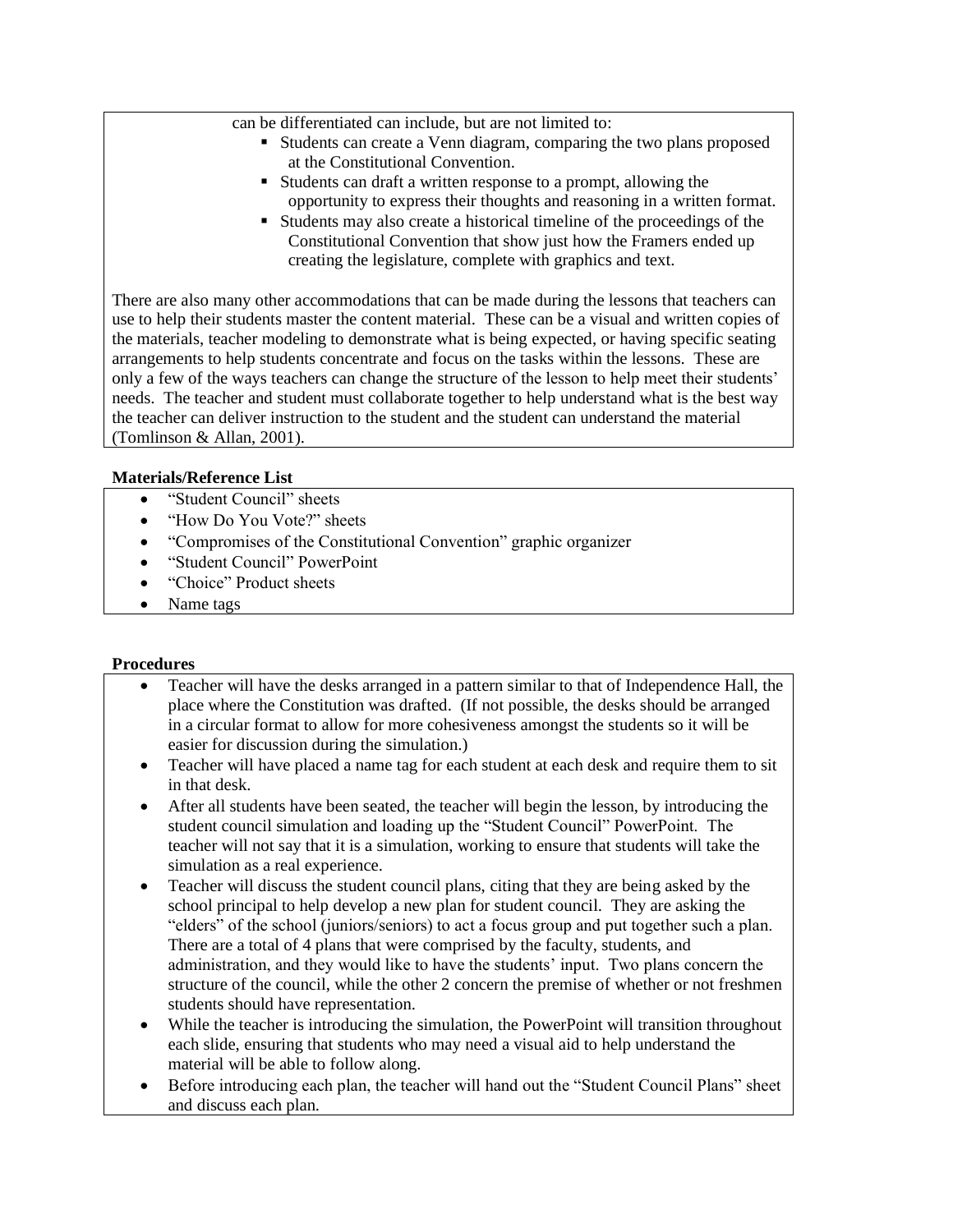can be differentiated can include, but are not limited to:

- Students can create a Venn diagram, comparing the two plans proposed at the Constitutional Convention.
- Students can draft a written response to a prompt, allowing the opportunity to express their thoughts and reasoning in a written format.
- Students may also create a historical timeline of the proceedings of the Constitutional Convention that show just how the Framers ended up creating the legislature, complete with graphics and text.

There are also many other accommodations that can be made during the lessons that teachers can use to help their students master the content material. These can be a visual and written copies of the materials, teacher modeling to demonstrate what is being expected, or having specific seating arrangements to help students concentrate and focus on the tasks within the lessons. These are only a few of the ways teachers can change the structure of the lesson to help meet their students' needs. The teacher and student must collaborate together to help understand what is the best way the teacher can deliver instruction to the student and the student can understand the material (Tomlinson & Allan, 2001).

**Materials/Reference List**

- "Student Council" sheets
- "How Do You Vote?" sheets
- "Compromises of the Constitutional Convention" graphic organizer
- "Student Council" PowerPoint
- "Choice" Product sheets
- Name tags

**Procedures**

- Teacher will have the desks arranged in a pattern similar to that of Independence Hall, the place where the Constitution was drafted. (If not possible, the desks should be arranged in a circular format to allow for more cohesiveness amongst the students so it will be easier for discussion during the simulation.)
- Teacher will have placed a name tag for each student at each desk and require them to sit in that desk.
- After all students have been seated, the teacher will begin the lesson, by introducing the student council simulation and loading up the "Student Council" PowerPoint. The teacher will not say that it is a simulation, working to ensure that students will take the simulation as a real experience.
- Teacher will discuss the student council plans, citing that they are being asked by the school principal to help develop a new plan for student council. They are asking the "elders" of the school (juniors/seniors) to act a focus group and put together such a plan. There are a total of 4 plans that were comprised by the faculty, students, and administration, and they would like to have the students' input. Two plans concern the structure of the council, while the other 2 concern the premise of whether or not freshmen students should have representation.
- While the teacher is introducing the simulation, the PowerPoint will transition throughout each slide, ensuring that students who may need a visual aid to help understand the material will be able to follow along.
- Before introducing each plan, the teacher will hand out the "Student Council Plans" sheet and discuss each plan.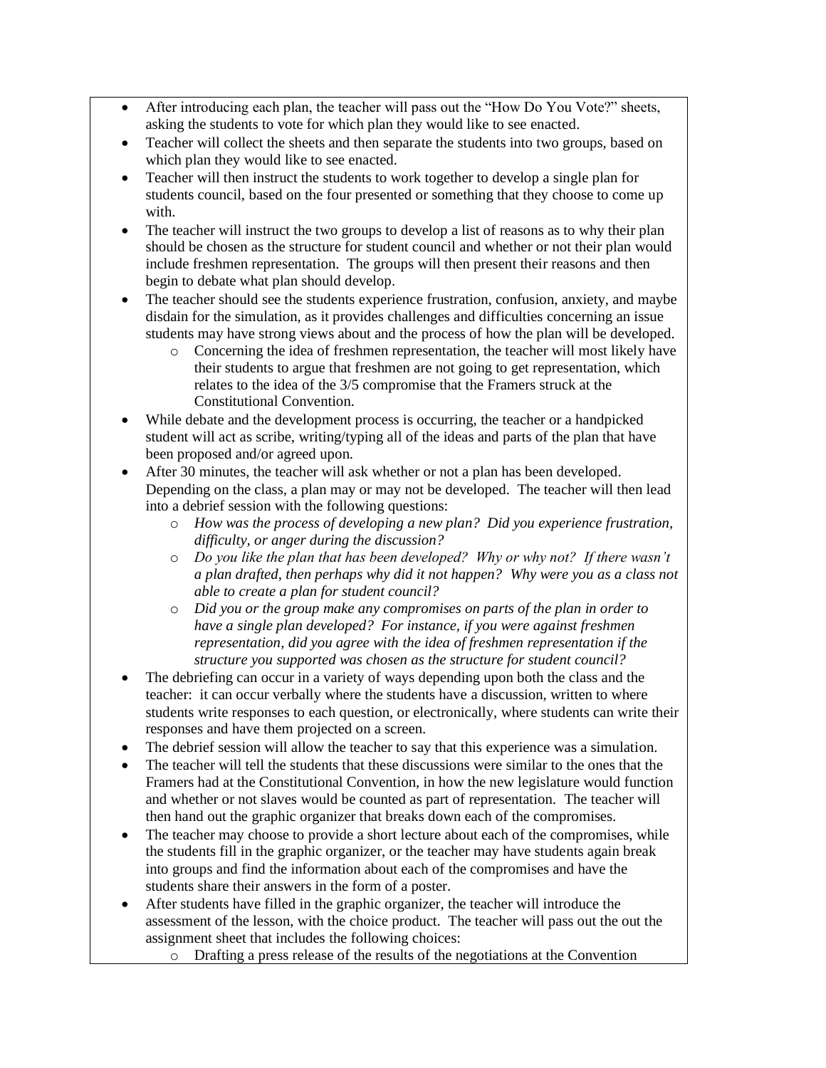- After introducing each plan, the teacher will pass out the "How Do You Vote?" sheets, asking the students to vote for which plan they would like to see enacted.
- Teacher will collect the sheets and then separate the students into two groups, based on which plan they would like to see enacted.
- Teacher will then instruct the students to work together to develop a single plan for students council, based on the four presented or something that they choose to come up with.
- The teacher will instruct the two groups to develop a list of reasons as to why their plan should be chosen as the structure for student council and whether or not their plan would include freshmen representation. The groups will then present their reasons and then begin to debate what plan should develop.
- The teacher should see the students experience frustration, confusion, anxiety, and maybe disdain for the simulation, as it provides challenges and difficulties concerning an issue students may have strong views about and the process of how the plan will be developed.
  - Concerning the idea of freshmen representation, the teacher will most likely have their students to argue that freshmen are not going to get representation, which relates to the idea of the 3/5 compromise that the Framers struck at the Constitutional Convention.
- While debate and the development process is occurring, the teacher or a handpicked student will act as scribe, writing/typing all of the ideas and parts of the plan that have been proposed and/or agreed upon.
- After 30 minutes, the teacher will ask whether or not a plan has been developed. Depending on the class, a plan may or may not be developed. The teacher will then lead into a debrief session with the following questions:
  - *How was the process of developing a new plan? Did you experience frustration, difficulty, or anger during the discussion?*
  - *Do you like the plan that has been developed? Why or why not? If there wasn't a plan drafted, then perhaps why did it not happen? Why were you as a class not able to create a plan for student council?*
  - *Did you or the group make any compromises on parts of the plan in order to have a single plan developed? For instance, if you were against freshmen representation, did you agree with the idea of freshmen representation if the structure you supported was chosen as the structure for student council?*
- The debriefing can occur in a variety of ways depending upon both the class and the teacher: it can occur verbally where the students have a discussion, written to where students write responses to each question, or electronically, where students can write their responses and have them projected on a screen.
- The debrief session will allow the teacher to say that this experience was a simulation.
- The teacher will tell the students that these discussions were similar to the ones that the Framers had at the Constitutional Convention, in how the new legislature would function and whether or not slaves would be counted as part of representation. The teacher will then hand out the graphic organizer that breaks down each of the compromises.
- The teacher may choose to provide a short lecture about each of the compromises, while the students fill in the graphic organizer, or the teacher may have students again break into groups and find the information about each of the compromises and have the students share their answers in the form of a poster.
- After students have filled in the graphic organizer, the teacher will introduce the assessment of the lesson, with the choice product. The teacher will pass out the out the assignment sheet that includes the following choices:
  - Drafting a press release of the results of the negotiations at the Convention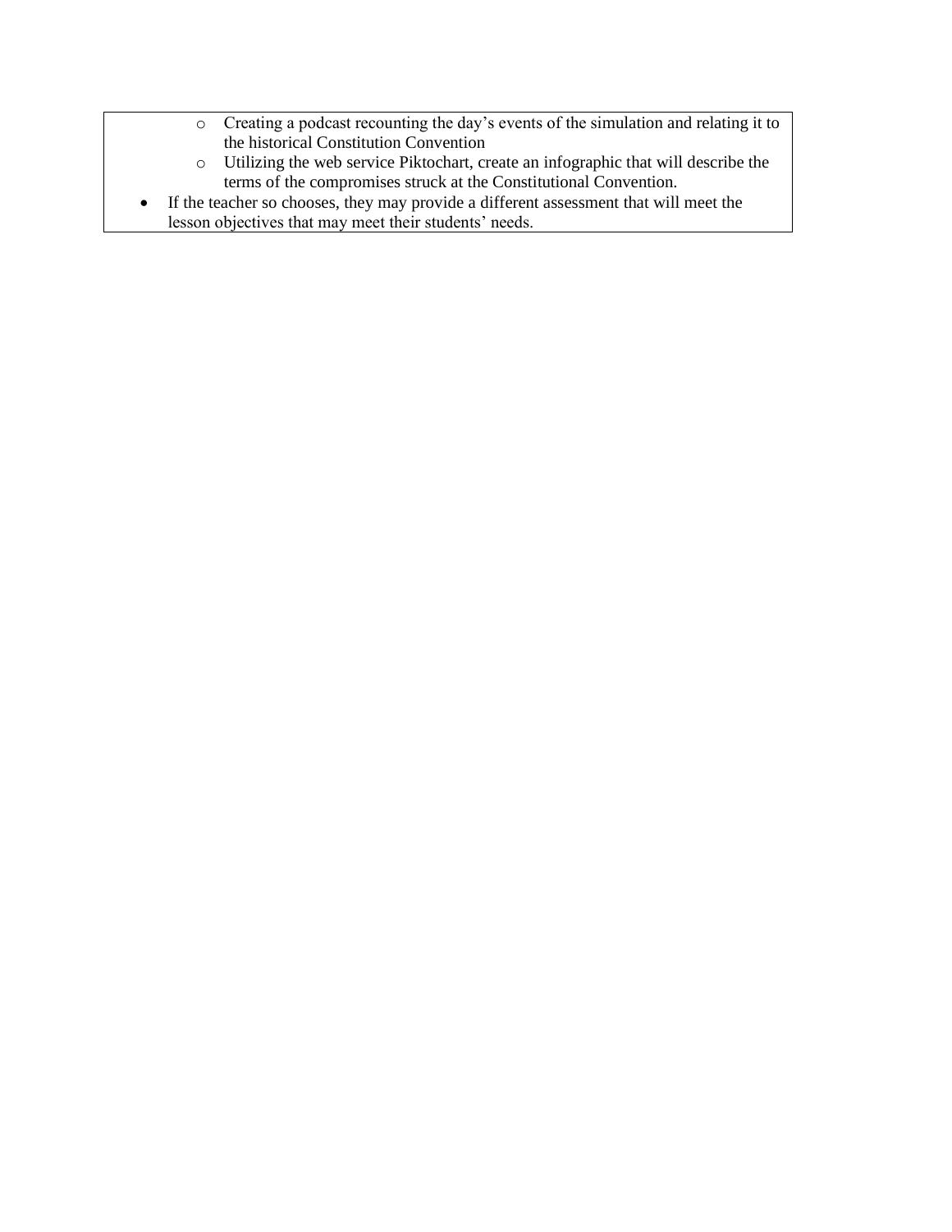- Creating a podcast recounting the day's events of the simulation and relating it to the historical Constitution Convention
- Utilizing the web service Piktochart, create an infographic that will describe the terms of the compromises struck at the Constitutional Convention.

- If the teacher so chooses, they may provide a different assessment that will meet the lesson objectives that may meet their students' needs.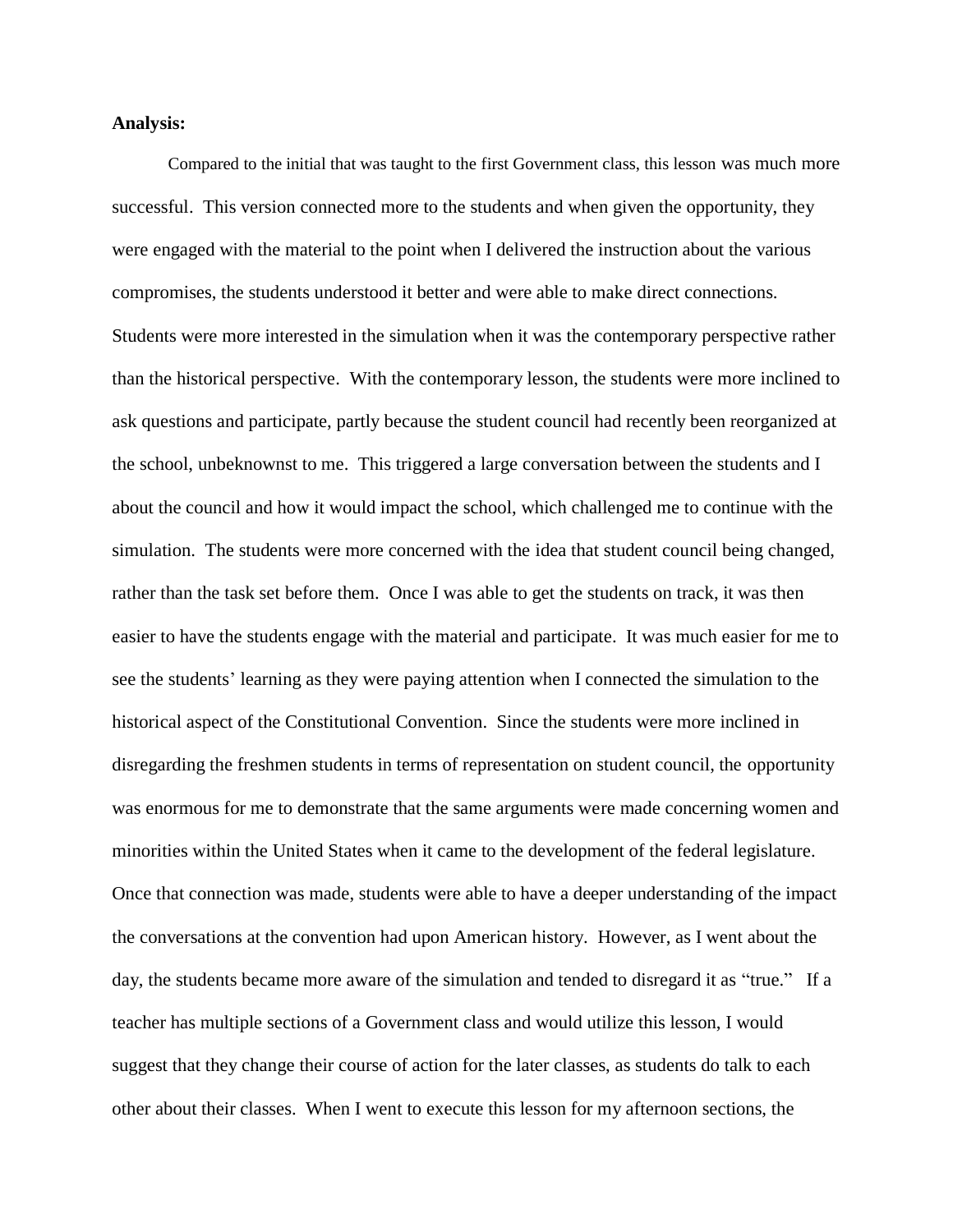**Analysis:**

Compared to the initial that was taught to the first Government class, this lesson was much more successful. This version connected more to the students and when given the opportunity, they were engaged with the material to the point when I delivered the instruction about the various compromises, the students understood it better and were able to make direct connections. Students were more interested in the simulation when it was the contemporary perspective rather than the historical perspective. With the contemporary lesson, the students were more inclined to ask questions and participate, partly because the student council had recently been reorganized at the school, unbeknownst to me. This triggered a large conversation between the students and I about the council and how it would impact the school, which challenged me to continue with the simulation. The students were more concerned with the idea that student council being changed, rather than the task set before them. Once I was able to get the students on track, it was then easier to have the students engage with the material and participate. It was much easier for me to see the students' learning as they were paying attention when I connected the simulation to the historical aspect of the Constitutional Convention. Since the students were more inclined in disregarding the freshmen students in terms of representation on student council, the opportunity was enormous for me to demonstrate that the same arguments were made concerning women and minorities within the United States when it came to the development of the federal legislature. Once that connection was made, students were able to have a deeper understanding of the impact the conversations at the convention had upon American history. However, as I went about the day, the students became more aware of the simulation and tended to disregard it as "true." If a teacher has multiple sections of a Government class and would utilize this lesson, I would suggest that they change their course of action for the later classes, as students do talk to each other about their classes. When I went to execute this lesson for my afternoon sections, the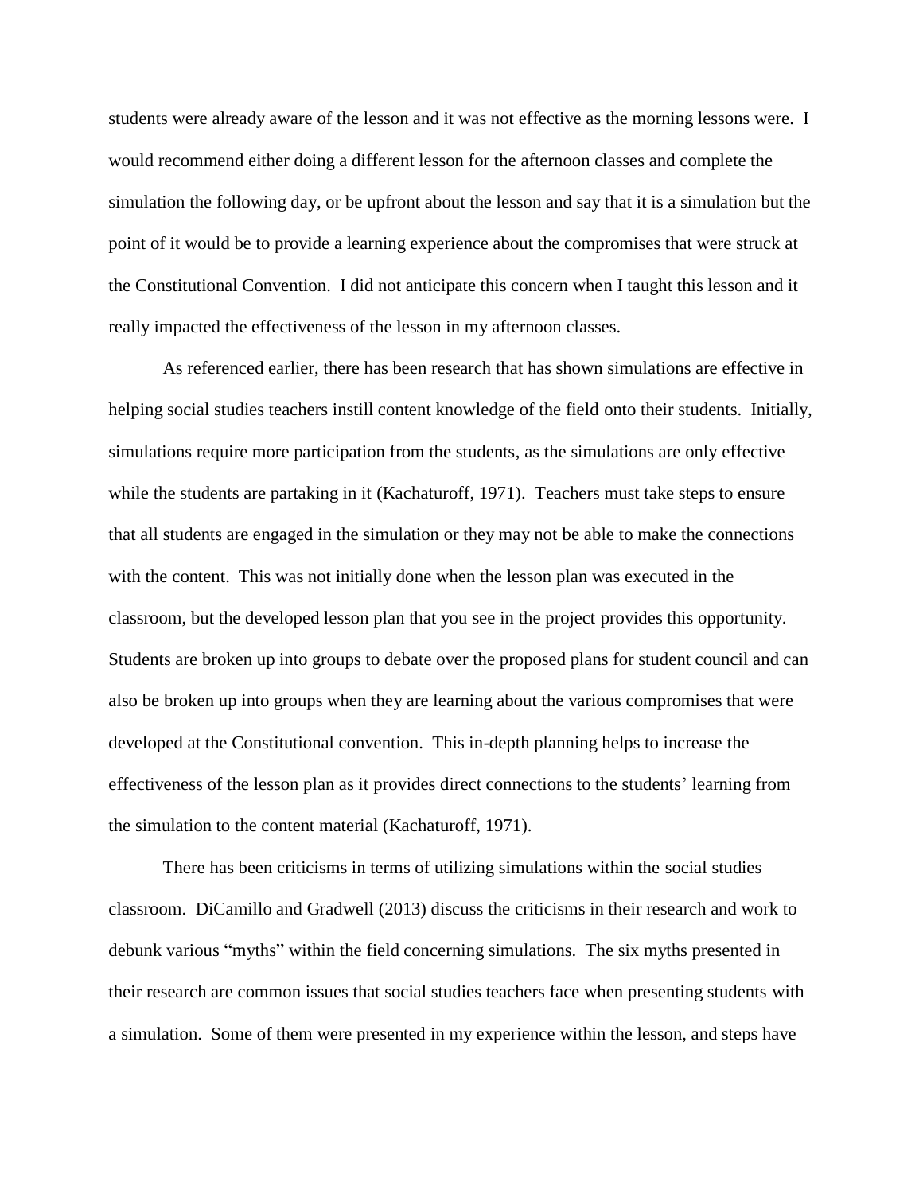students were already aware of the lesson and it was not effective as the morning lessons were. I would recommend either doing a different lesson for the afternoon classes and complete the simulation the following day, or be upfront about the lesson and say that it is a simulation but the point of it would be to provide a learning experience about the compromises that were struck at the Constitutional Convention. I did not anticipate this concern when I taught this lesson and it really impacted the effectiveness of the lesson in my afternoon classes.

As referenced earlier, there has been research that has shown simulations are effective in helping social studies teachers instill content knowledge of the field onto their students. Initially, simulations require more participation from the students, as the simulations are only effective while the students are partaking in it (Kachaturoff, 1971). Teachers must take steps to ensure that all students are engaged in the simulation or they may not be able to make the connections with the content. This was not initially done when the lesson plan was executed in the classroom, but the developed lesson plan that you see in the project provides this opportunity. Students are broken up into groups to debate over the proposed plans for student council and can also be broken up into groups when they are learning about the various compromises that were developed at the Constitutional convention. This in-depth planning helps to increase the effectiveness of the lesson plan as it provides direct connections to the students' learning from the simulation to the content material (Kachaturoff, 1971).

There has been criticisms in terms of utilizing simulations within the social studies classroom. DiCamillo and Gradwell (2013) discuss the criticisms in their research and work to debunk various "myths" within the field concerning simulations. The six myths presented in their research are common issues that social studies teachers face when presenting students with a simulation. Some of them were presented in my experience within the lesson, and steps have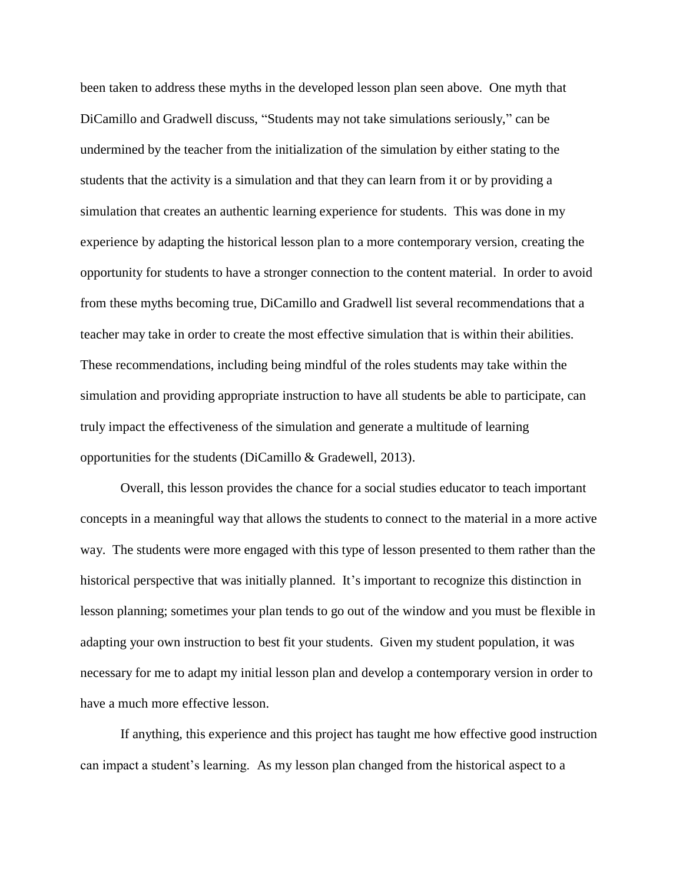been taken to address these myths in the developed lesson plan seen above. One myth that DiCamillo and Gradwell discuss, "Students may not take simulations seriously," can be undermined by the teacher from the initialization of the simulation by either stating to the students that the activity is a simulation and that they can learn from it or by providing a simulation that creates an authentic learning experience for students. This was done in my experience by adapting the historical lesson plan to a more contemporary version, creating the opportunity for students to have a stronger connection to the content material. In order to avoid from these myths becoming true, DiCamillo and Gradwell list several recommendations that a teacher may take in order to create the most effective simulation that is within their abilities. These recommendations, including being mindful of the roles students may take within the simulation and providing appropriate instruction to have all students be able to participate, can truly impact the effectiveness of the simulation and generate a multitude of learning opportunities for the students (DiCamillo & Gradewell, 2013).

Overall, this lesson provides the chance for a social studies educator to teach important concepts in a meaningful way that allows the students to connect to the material in a more active way. The students were more engaged with this type of lesson presented to them rather than the historical perspective that was initially planned. It's important to recognize this distinction in lesson planning; sometimes your plan tends to go out of the window and you must be flexible in adapting your own instruction to best fit your students. Given my student population, it was necessary for me to adapt my initial lesson plan and develop a contemporary version in order to have a much more effective lesson.

If anything, this experience and this project has taught me how effective good instruction can impact a student's learning. As my lesson plan changed from the historical aspect to a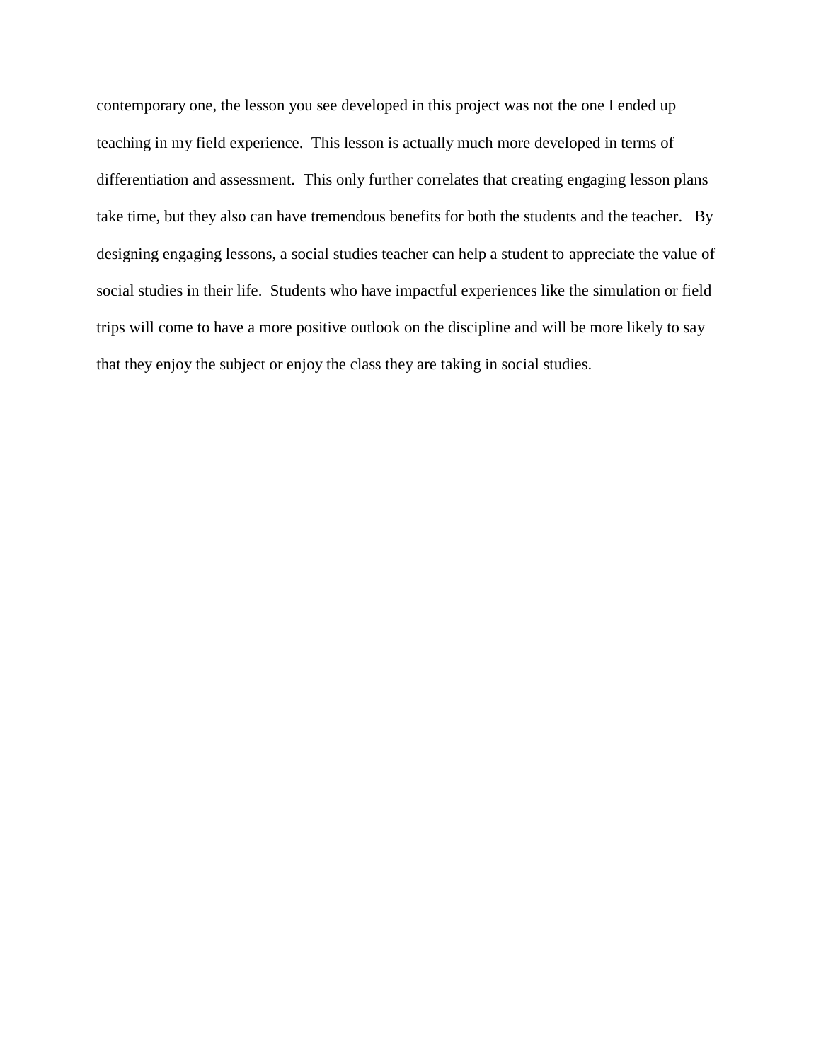contemporary one, the lesson you see developed in this project was not the one I ended up teaching in my field experience. This lesson is actually much more developed in terms of differentiation and assessment. This only further correlates that creating engaging lesson plans take time, but they also can have tremendous benefits for both the students and the teacher. By designing engaging lessons, a social studies teacher can help a student to appreciate the value of social studies in their life. Students who have impactful experiences like the simulation or field trips will come to have a more positive outlook on the discipline and will be more likely to say that they enjoy the subject or enjoy the class they are taking in social studies.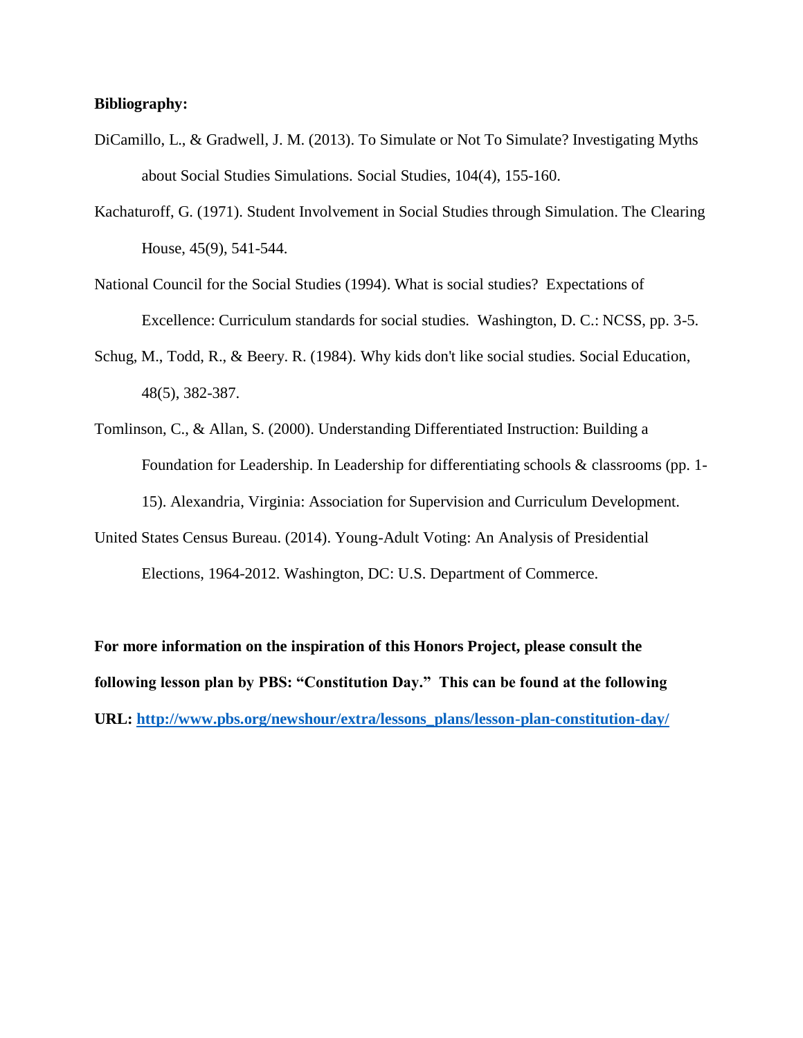**Bibliography:**

DiCamillo, L., & Gradwell, J. M. (2013). To Simulate or Not To Simulate? Investigating Myths about Social Studies Simulations. Social Studies, 104(4), 155-160.

Kachaturoff, G. (1971). Student Involvement in Social Studies through Simulation. The Clearing House, 45(9), 541-544.

National Council for the Social Studies (1994). What is social studies? Expectations of Excellence: Curriculum standards for social studies. Washington, D. C.: NCSS, pp. 3-5.

Schug, M., Todd, R., & Beery. R. (1984). Why kids don't like social studies. Social Education, 48(5), 382-387.

Tomlinson, C., & Allan, S. (2000). Understanding Differentiated Instruction: Building a Foundation for Leadership. In Leadership for differentiating schools & classrooms (pp. 1-15). Alexandria, Virginia: Association for Supervision and Curriculum Development.

United States Census Bureau. (2014). Young-Adult Voting: An Analysis of Presidential Elections, 1964-2012. Washington, DC: U.S. Department of Commerce.

**For more information on the inspiration of this Honors Project, please consult the following lesson plan by PBS: "Constitution Day." This can be found at the following URL: http://www.pbs.org/newshour/extra/lessons_plans/lesson-plan-constitution-day/**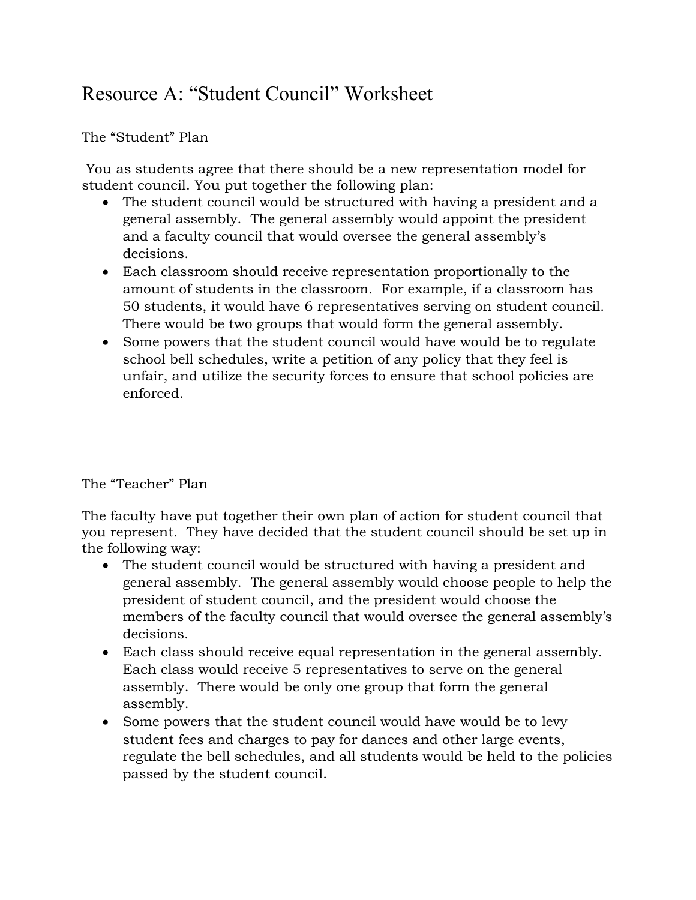# Resource A: "Student Council" Worksheet

The "Student" Plan

You as students agree that there should be a new representation model for student council. You put together the following plan:

- The student council would be structured with having a president and a general assembly. The general assembly would appoint the president and a faculty council that would oversee the general assembly's decisions.
- Each classroom should receive representation proportionally to the amount of students in the classroom. For example, if a classroom has 50 students, it would have 6 representatives serving on student council. There would be two groups that would form the general assembly.
- Some powers that the student council would have would be to regulate school bell schedules, write a petition of any policy that they feel is unfair, and utilize the security forces to ensure that school policies are enforced.

The "Teacher" Plan

The faculty have put together their own plan of action for student council that you represent. They have decided that the student council should be set up in the following way:

- The student council would be structured with having a president and general assembly. The general assembly would choose people to help the president of student council, and the president would choose the members of the faculty council that would oversee the general assembly's decisions.
- Each class should receive equal representation in the general assembly. Each class would receive 5 representatives to serve on the general assembly. There would be only one group that form the general assembly.
- Some powers that the student council would have would be to levy student fees and charges to pay for dances and other large events, regulate the bell schedules, and all students would be held to the policies passed by the student council.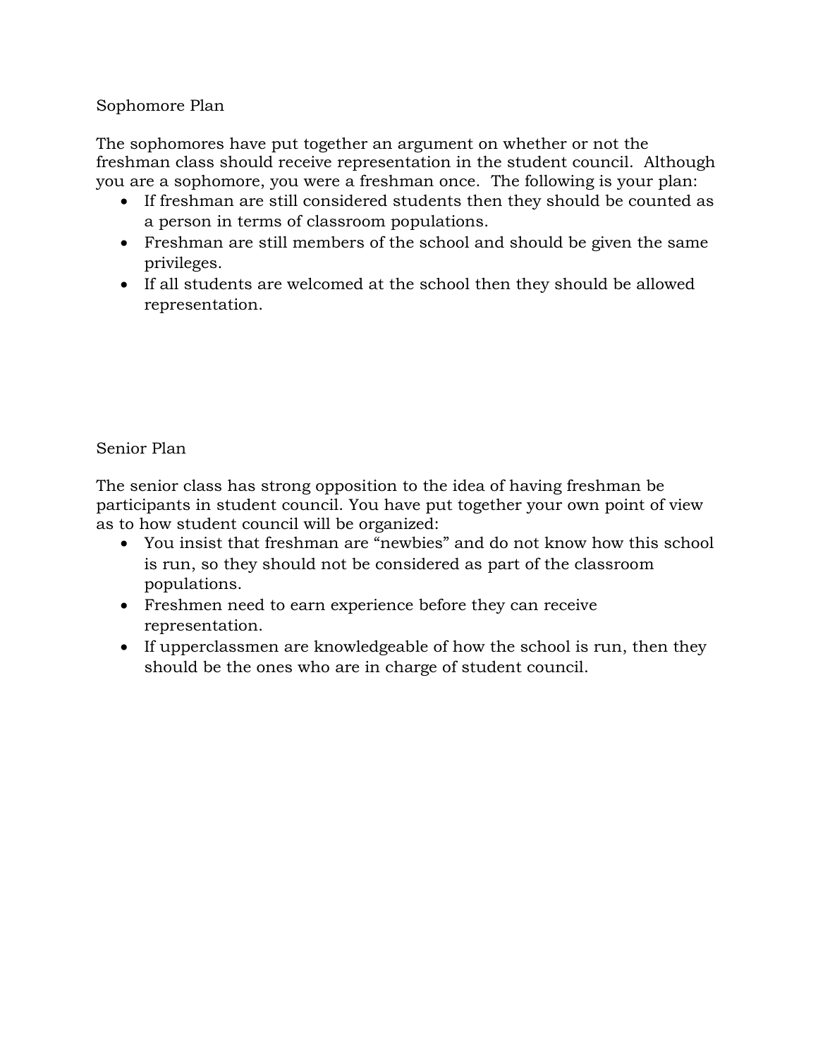Sophomore Plan

The sophomores have put together an argument on whether or not the freshman class should receive representation in the student council. Although you are a sophomore, you were a freshman once. The following is your plan:

- If freshman are still considered students then they should be counted as a person in terms of classroom populations.
- Freshman are still members of the school and should be given the same privileges.
- If all students are welcomed at the school then they should be allowed representation.

Senior Plan

The senior class has strong opposition to the idea of having freshman be participants in student council. You have put together your own point of view as to how student council will be organized:

- You insist that freshman are "newbies" and do not know how this school is run, so they should not be considered as part of the classroom populations.
- Freshmen need to earn experience before they can receive representation.
- If upperclassmen are knowledgeable of how the school is run, then they should be the ones who are in charge of student council.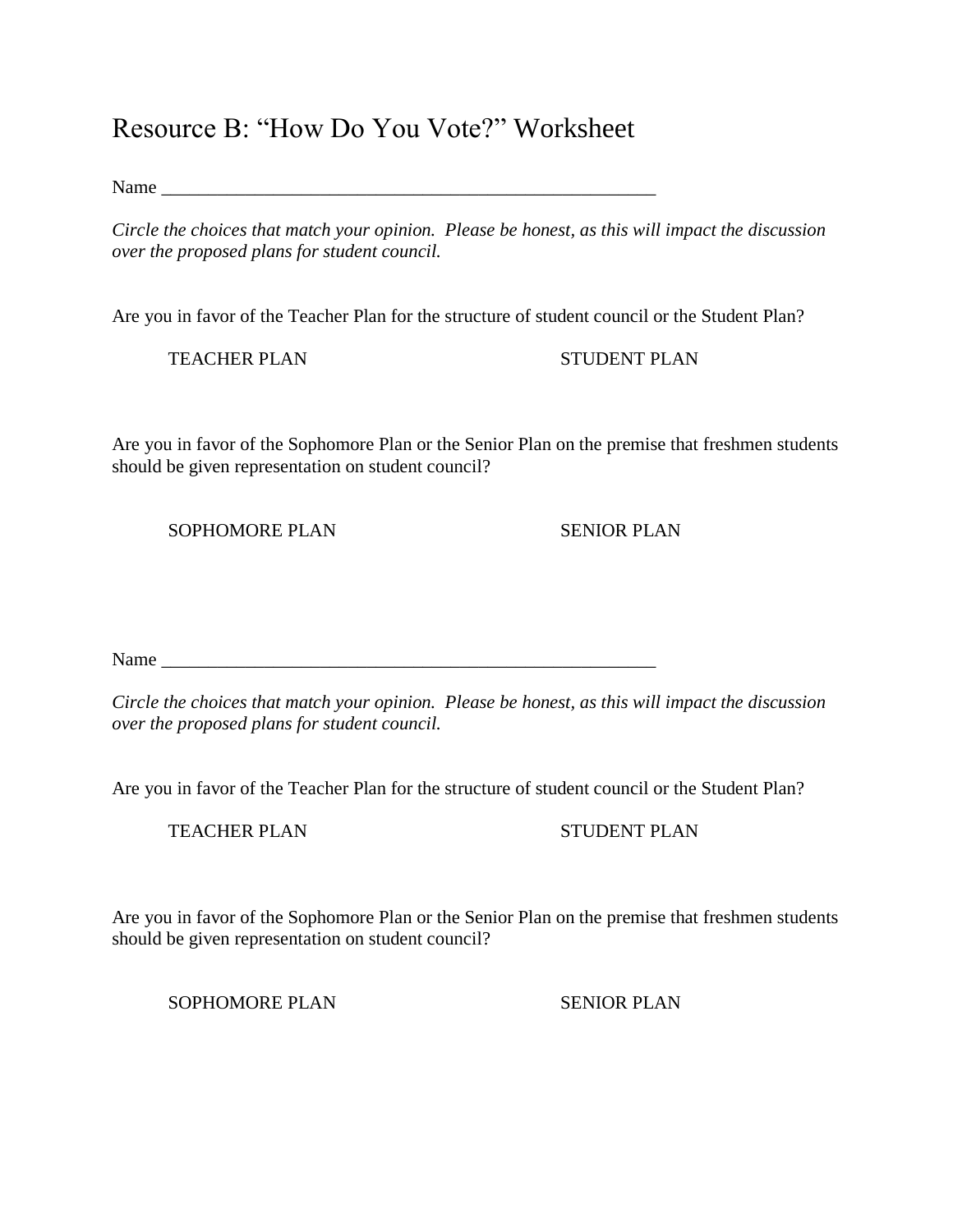# Resource B: "How Do You Vote?" Worksheet

Name ________________________________________________________

*Circle the choices that match your opinion. Please be honest, as this will impact the discussion over the proposed plans for student council.*

Are you in favor of the Teacher Plan for the structure of student council or the Student Plan?

TEACHER PLAN STUDENT PLAN

Are you in favor of the Sophomore Plan or the Senior Plan on the premise that freshmen students should be given representation on student council?

SOPHOMORE PLAN SENIOR PLAN

Name ________________________________________________________

*Circle the choices that match your opinion. Please be honest, as this will impact the discussion over the proposed plans for student council.*

Are you in favor of the Teacher Plan for the structure of student council or the Student Plan?

TEACHER PLAN STUDENT PLAN

Are you in favor of the Sophomore Plan or the Senior Plan on the premise that freshmen students should be given representation on student council?

SOPHOMORE PLAN SENIOR PLAN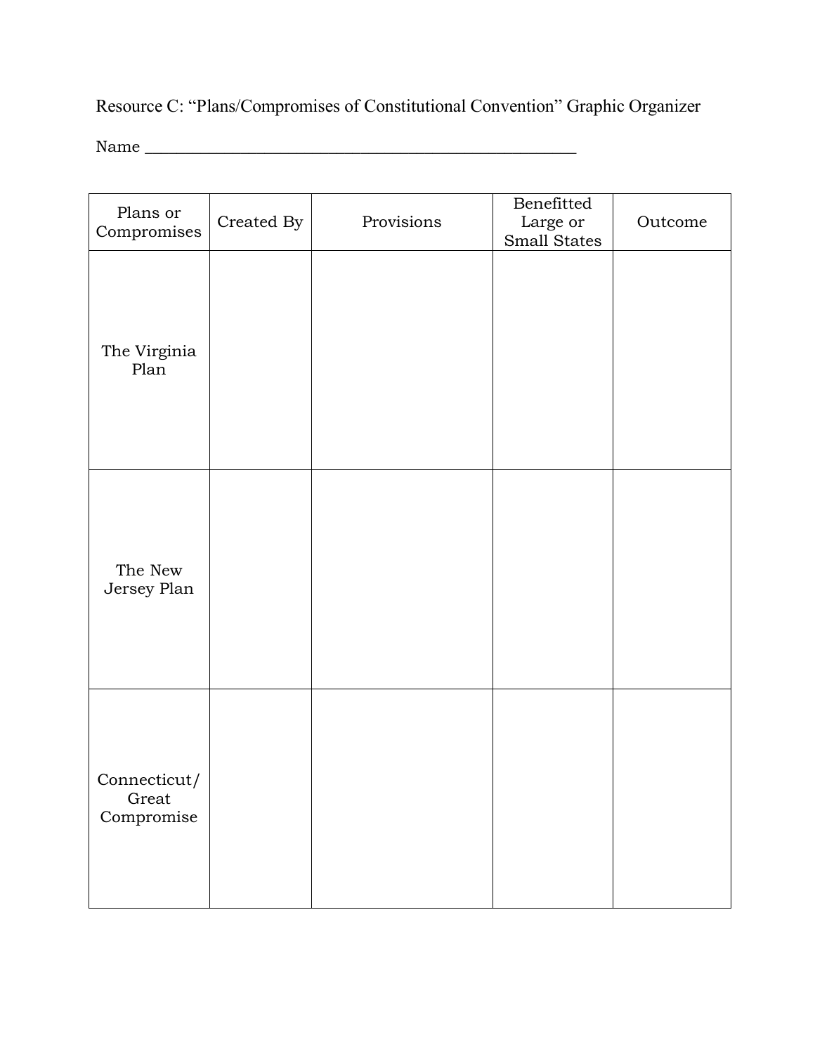Resource C: "Plans/Compromises of Constitutional Convention" Graphic Organizer

Name ____________________________________________________

| Plans or Compromises | Created By | Provisions | Benefitted Large or Small States | Outcome |
| --- | --- | --- | --- | --- |
| The Virginia Plan | | | | |
| The New Jersey Plan | | | | |
| Connecticut/ Great Compromise | | | | |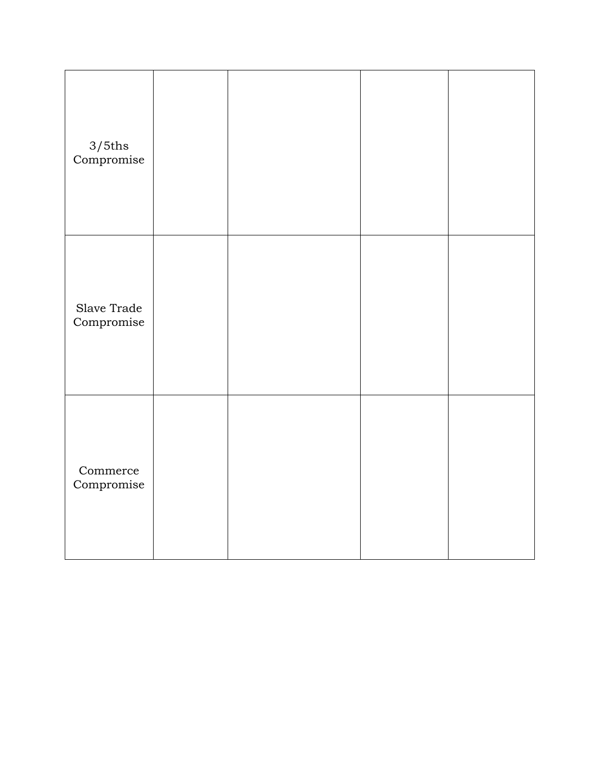| | | | | |
|---|---|---|---|---|
| 3/5ths Compromise | | | | |
| Slave Trade Compromise | | | | |
| Commerce Compromise | | | | |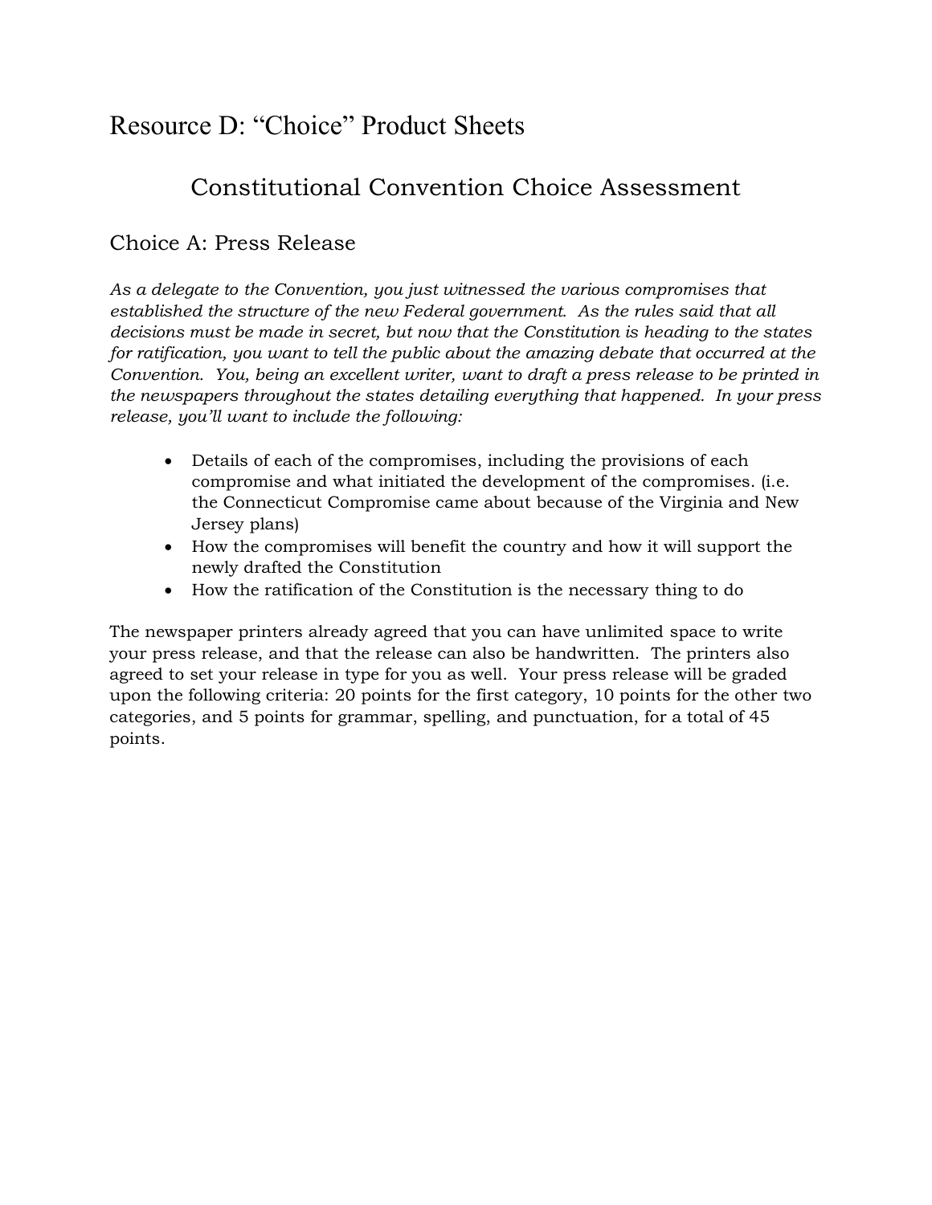# Resource D: "Choice" Product Sheets

## Constitutional Convention Choice Assessment

### Choice A: Press Release

*As a delegate to the Convention, you just witnessed the various compromises that established the structure of the new Federal government. As the rules said that all decisions must be made in secret, but now that the Constitution is heading to the states for ratification, you want to tell the public about the amazing debate that occurred at the Convention. You, being an excellent writer, want to draft a press release to be printed in the newspapers throughout the states detailing everything that happened. In your press release, you'll want to include the following:*

- Details of each of the compromises, including the provisions of each compromise and what initiated the development of the compromises. (i.e. the Connecticut Compromise came about because of the Virginia and New Jersey plans)
- How the compromises will benefit the country and how it will support the newly drafted the Constitution
- How the ratification of the Constitution is the necessary thing to do

The newspaper printers already agreed that you can have unlimited space to write your press release, and that the release can also be handwritten. The printers also agreed to set your release in type for you as well. Your press release will be graded upon the following criteria: 20 points for the first category, 10 points for the other two categories, and 5 points for grammar, spelling, and punctuation, for a total of 45 points.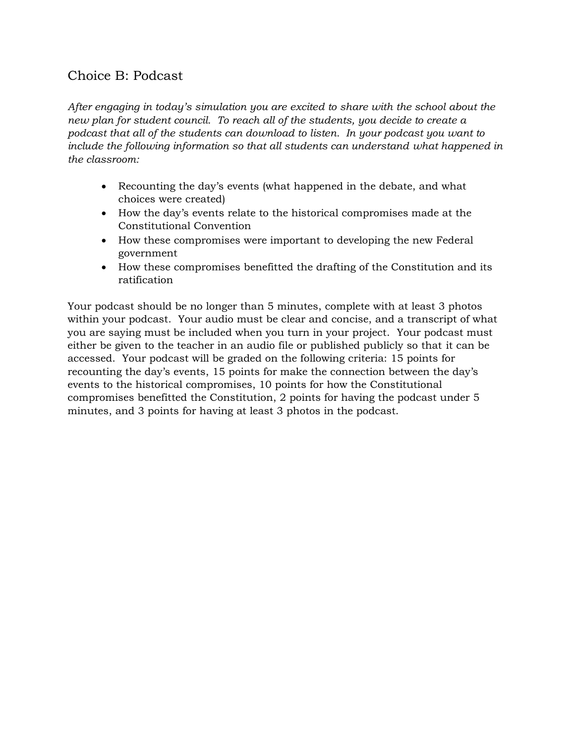## Choice B: Podcast

*After engaging in today's simulation you are excited to share with the school about the new plan for student council. To reach all of the students, you decide to create a podcast that all of the students can download to listen. In your podcast you want to include the following information so that all students can understand what happened in the classroom:*

- Recounting the day's events (what happened in the debate, and what choices were created)
- How the day's events relate to the historical compromises made at the Constitutional Convention
- How these compromises were important to developing the new Federal government
- How these compromises benefitted the drafting of the Constitution and its ratification

Your podcast should be no longer than 5 minutes, complete with at least 3 photos within your podcast. Your audio must be clear and concise, and a transcript of what you are saying must be included when you turn in your project. Your podcast must either be given to the teacher in an audio file or published publicly so that it can be accessed. Your podcast will be graded on the following criteria: 15 points for recounting the day's events, 15 points for make the connection between the day's events to the historical compromises, 10 points for how the Constitutional compromises benefitted the Constitution, 2 points for having the podcast under 5 minutes, and 3 points for having at least 3 photos in the podcast.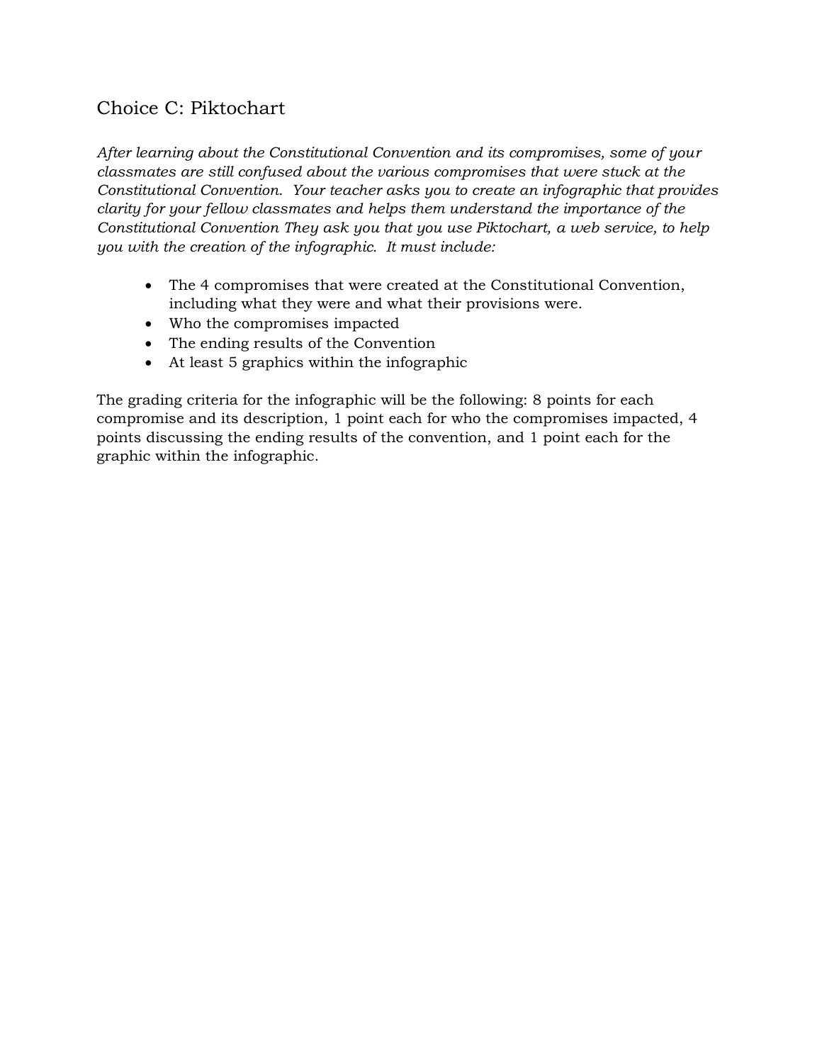## Choice C: Piktochart

*After learning about the Constitutional Convention and its compromises, some of your classmates are still confused about the various compromises that were stuck at the Constitutional Convention. Your teacher asks you to create an infographic that provides clarity for your fellow classmates and helps them understand the importance of the Constitutional Convention They ask you that you use Piktochart, a web service, to help you with the creation of the infographic. It must include:*

- The 4 compromises that were created at the Constitutional Convention, including what they were and what their provisions were.
- Who the compromises impacted
- The ending results of the Convention
- At least 5 graphics within the infographic

The grading criteria for the infographic will be the following: 8 points for each compromise and its description, 1 point each for who the compromises impacted, 4 points discussing the ending results of the convention, and 1 point each for the graphic within the infographic.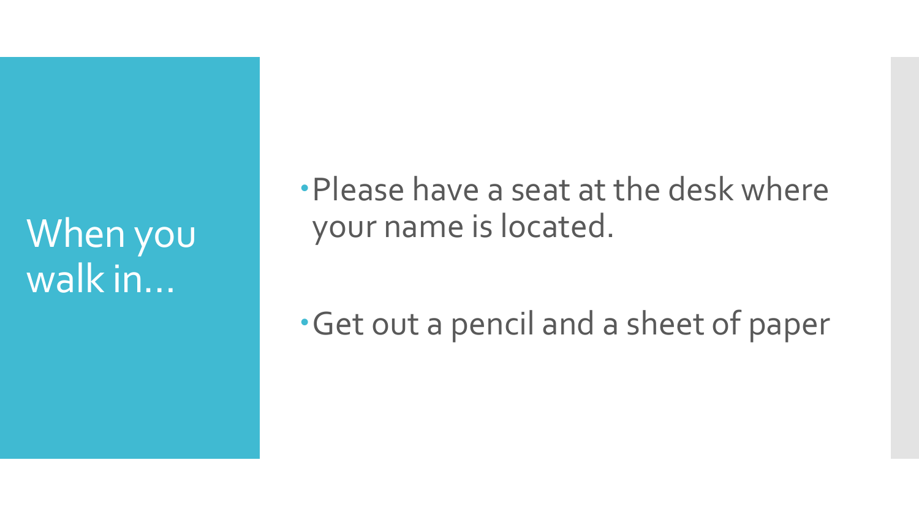# When you walk in…

- Please have a seat at the desk where your name is located.

- Get out a pencil and a sheet of paper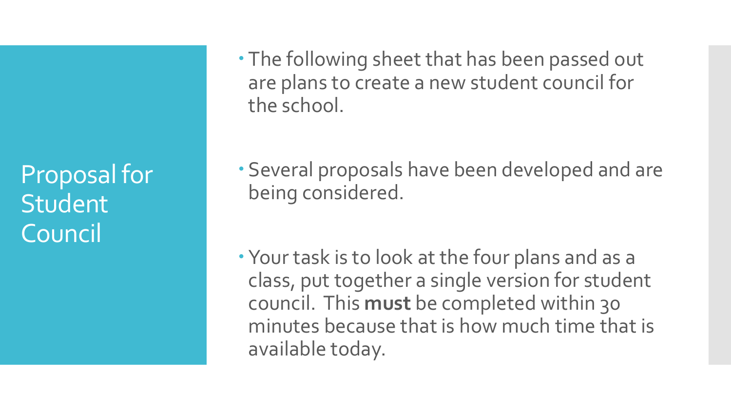# Proposal for Student Council

- The following sheet that has been passed out are plans to create a new student council for the school.
- Several proposals have been developed and are being considered.
- Your task is to look at the four plans and as a class, put together a single version for student council. This **must** be completed within 30 minutes because that is how much time that is available today.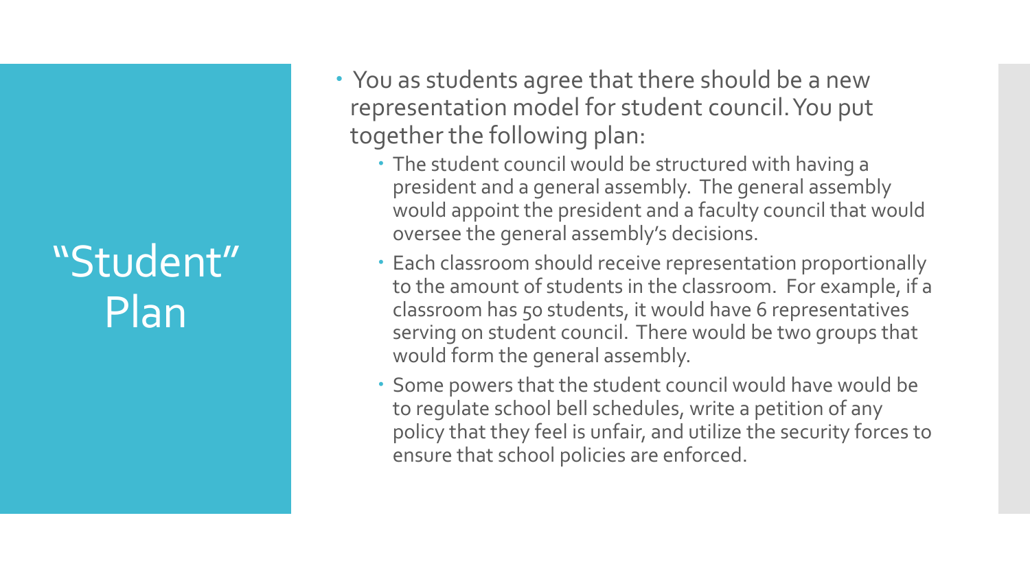# "Student" Plan

- You as students agree that there should be a new representation model for student council. You put together the following plan:
  - The student council would be structured with having a president and a general assembly. The general assembly would appoint the president and a faculty council that would oversee the general assembly's decisions.
  - Each classroom should receive representation proportionally to the amount of students in the classroom. For example, if a classroom has 50 students, it would have 6 representatives serving on student council. There would be two groups that would form the general assembly.
  - Some powers that the student council would have would be to regulate school bell schedules, write a petition of any policy that they feel is unfair, and utilize the security forces to ensure that school policies are enforced.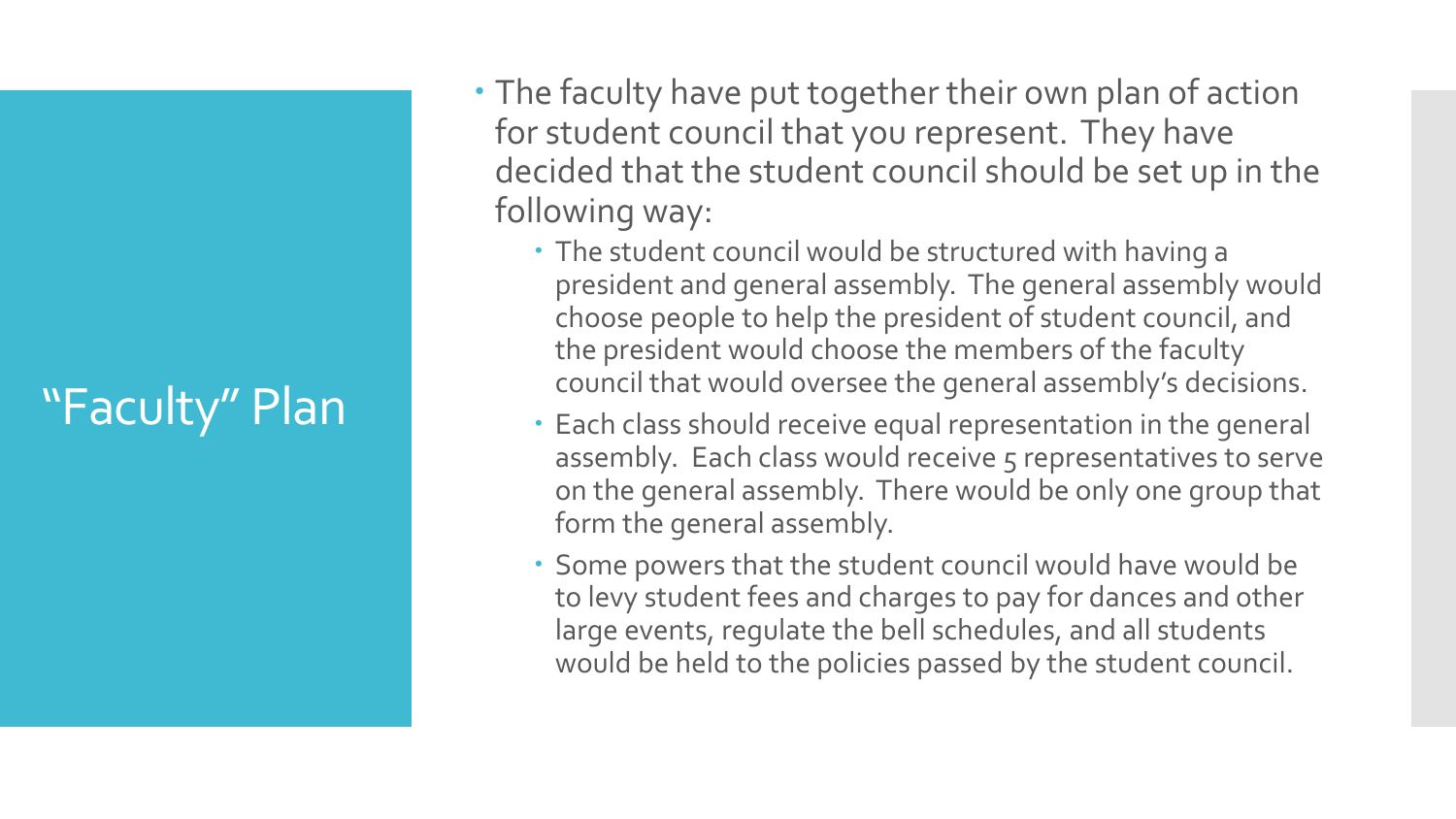# "Faculty" Plan

- The faculty have put together their own plan of action for student council that you represent. They have decided that the student council should be set up in the following way:
  - The student council would be structured with having a president and general assembly. The general assembly would choose people to help the president of student council, and the president would choose the members of the faculty council that would oversee the general assembly's decisions.
  - Each class should receive equal representation in the general assembly. Each class would receive 5 representatives to serve on the general assembly. There would be only one group that form the general assembly.
  - Some powers that the student council would have would be to levy student fees and charges to pay for dances and other large events, regulate the bell schedules, and all students would be held to the policies passed by the student council.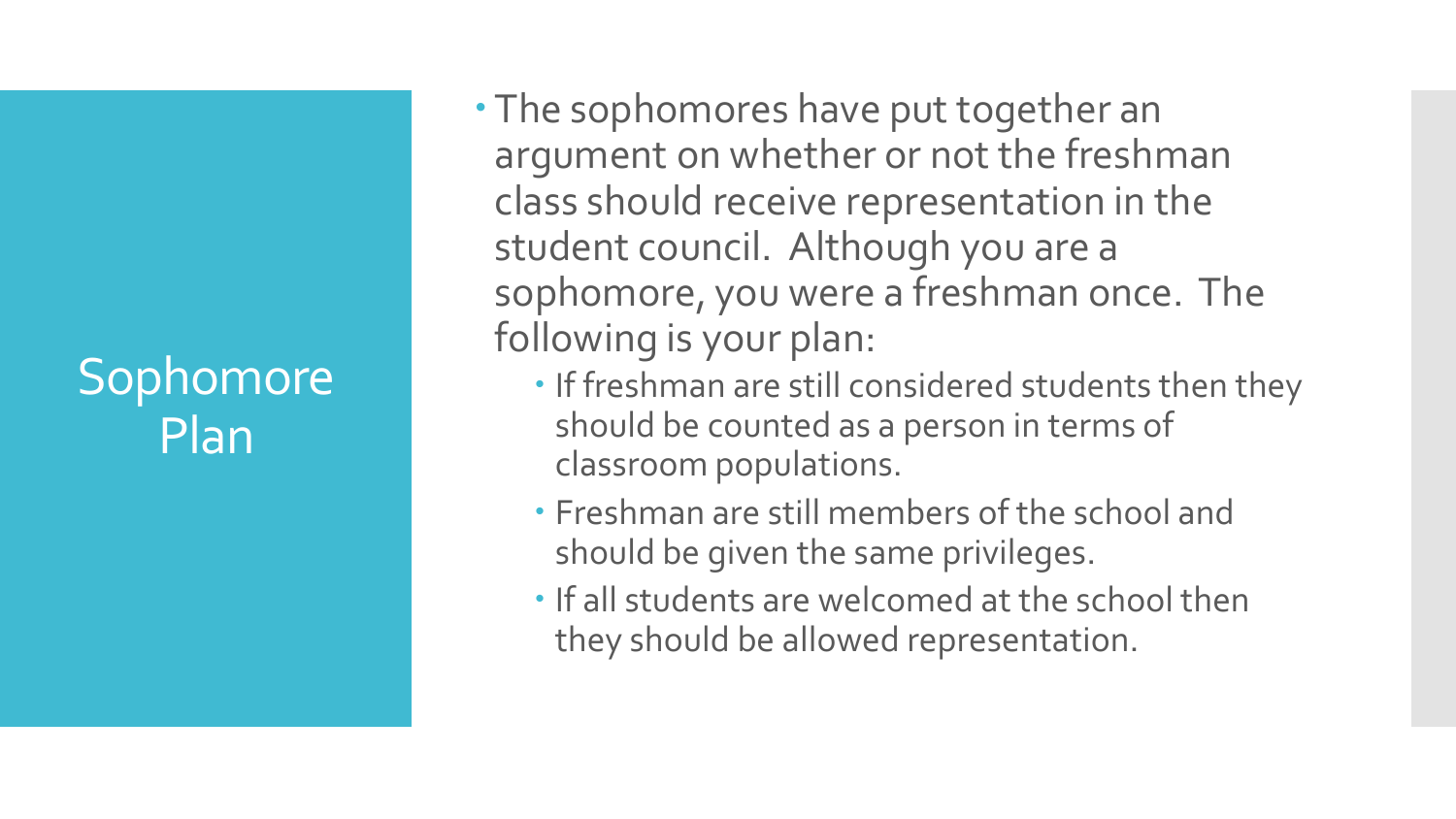# Sophomore Plan

- The sophomores have put together an argument on whether or not the freshman class should receive representation in the student council. Although you are a sophomore, you were a freshman once. The following is your plan:
  - If freshman are still considered students then they should be counted as a person in terms of classroom populations.
  - Freshman are still members of the school and should be given the same privileges.
  - If all students are welcomed at the school then they should be allowed representation.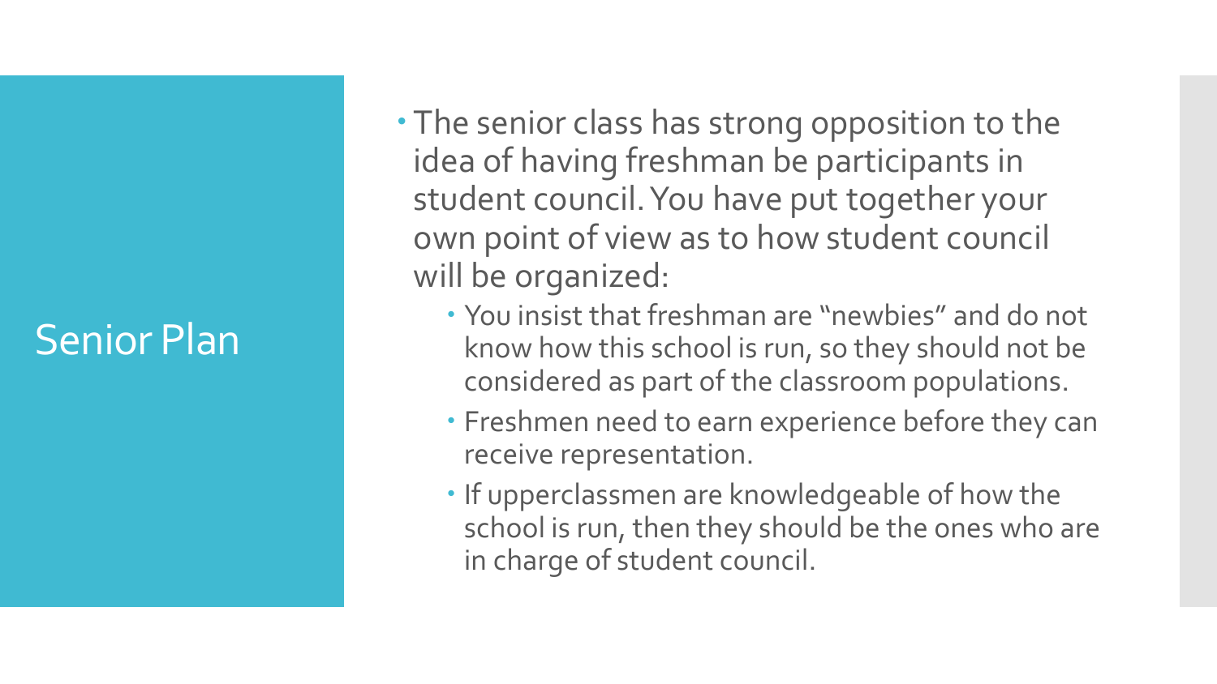# Senior Plan

- The senior class has strong opposition to the idea of having freshman be participants in student council. You have put together your own point of view as to how student council will be organized:
  - You insist that freshman are "newbies" and do not know how this school is run, so they should not be considered as part of the classroom populations.
  - Freshmen need to earn experience before they can receive representation.
  - If upperclassmen are knowledgeable of how the school is run, then they should be the ones who are in charge of student council.